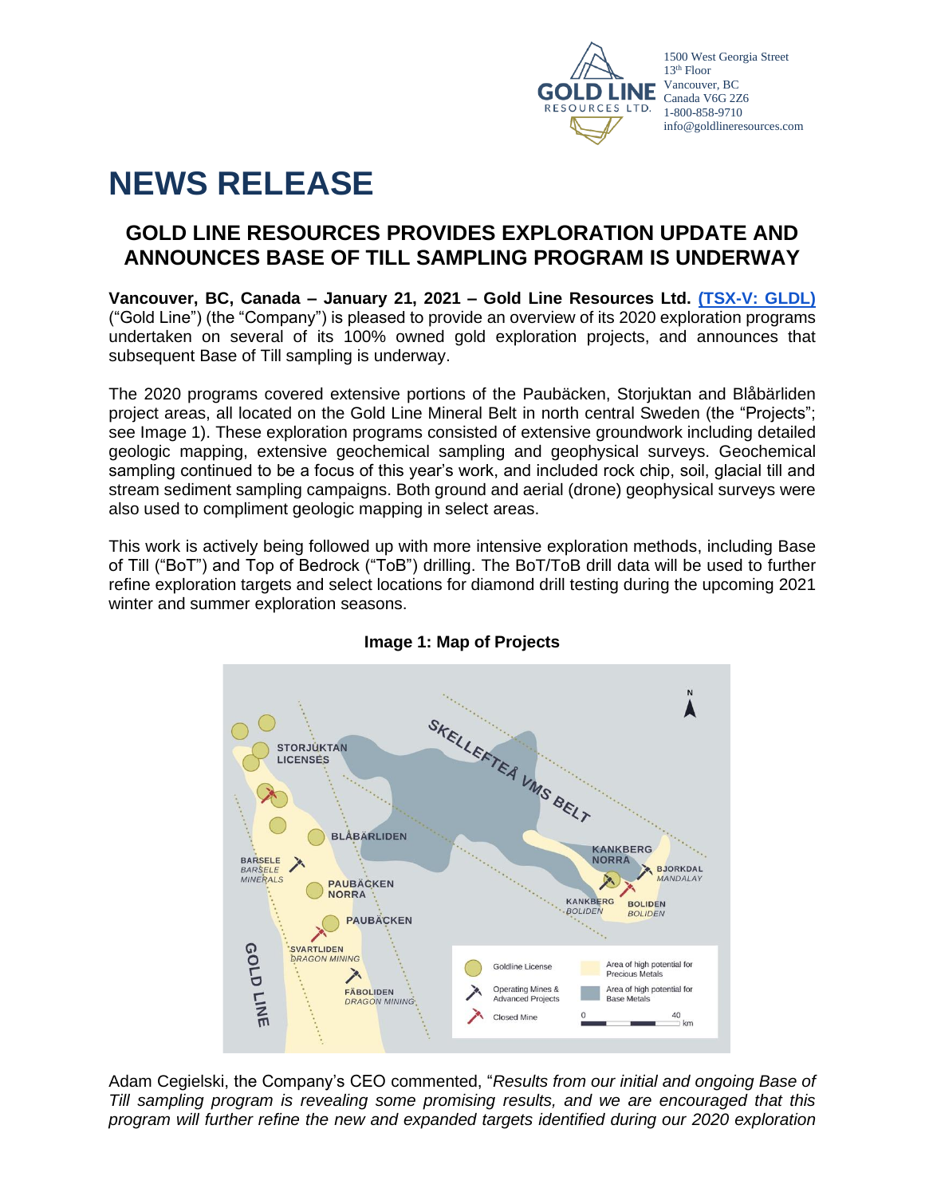1500 West Georgia Street
13th Floor
Vancouver, BC
Canada V6G 2Z6
1-800-858-9710
info@goldlineresources.com

# NEWS RELEASE

## GOLD LINE RESOURCES PROVIDES EXPLORATION UPDATE AND ANNOUNCES BASE OF TILL SAMPLING PROGRAM IS UNDERWAY

**Vancouver, BC, Canada – January 21, 2021 – Gold Line Resources Ltd. (TSX-V: GLDL)** ("Gold Line") (the "Company") is pleased to provide an overview of its 2020 exploration programs undertaken on several of its 100% owned gold exploration projects, and announces that subsequent Base of Till sampling is underway.

The 2020 programs covered extensive portions of the Paubäcken, Storjuktan and Blåbärliden project areas, all located on the Gold Line Mineral Belt in north central Sweden (the "Projects"; see Image 1). These exploration programs consisted of extensive groundwork including detailed geologic mapping, extensive geochemical sampling and geophysical surveys. Geochemical sampling continued to be a focus of this year's work, and included rock chip, soil, glacial till and stream sediment sampling campaigns. Both ground and aerial (drone) geophysical surveys were also used to compliment geologic mapping in select areas.

This work is actively being followed up with more intensive exploration methods, including Base of Till ("BoT") and Top of Bedrock ("ToB") drilling. The BoT/ToB drill data will be used to further refine exploration targets and select locations for diamond drill testing during the upcoming 2021 winter and summer exploration seasons.

**Image 1: Map of Projects**

Adam Cegielski, the Company's CEO commented, "*Results from our initial and ongoing Base of Till sampling program is revealing some promising results, and we are encouraged that this program will further refine the new and expanded targets identified during our 2020 exploration*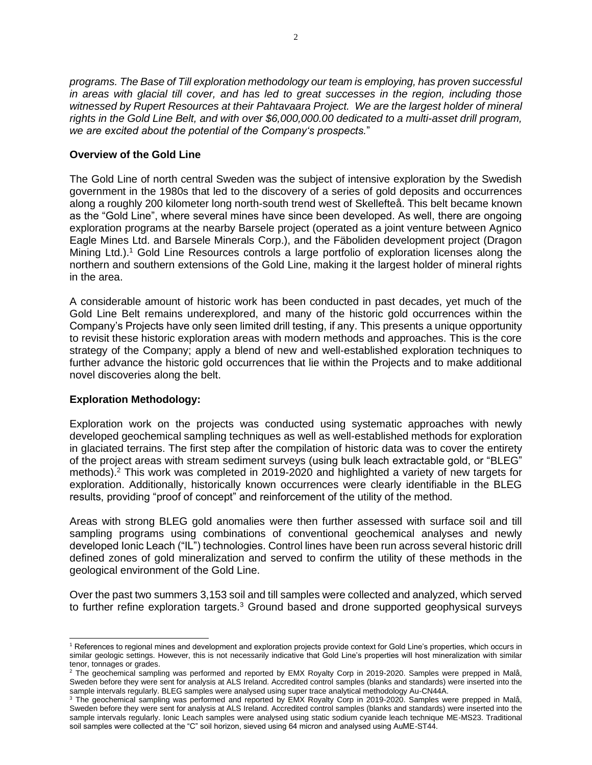*programs. The Base of Till exploration methodology our team is employing, has proven successful in areas with glacial till cover, and has led to great successes in the region, including those witnessed by Rupert Resources at their Pahtavaara Project. We are the largest holder of mineral rights in the Gold Line Belt, and with over $6,000,000.00 dedicated to a multi-asset drill program, we are excited about the potential of the Company's prospects.*"

**Overview of the Gold Line**

The Gold Line of north central Sweden was the subject of intensive exploration by the Swedish government in the 1980s that led to the discovery of a series of gold deposits and occurrences along a roughly 200 kilometer long north-south trend west of Skellefteå. This belt became known as the "Gold Line", where several mines have since been developed. As well, there are ongoing exploration programs at the nearby Barsele project (operated as a joint venture between Agnico Eagle Mines Ltd. and Barsele Minerals Corp.), and the Fäboliden development project (Dragon Mining Ltd.).[1] Gold Line Resources controls a large portfolio of exploration licenses along the northern and southern extensions of the Gold Line, making it the largest holder of mineral rights in the area.

A considerable amount of historic work has been conducted in past decades, yet much of the Gold Line Belt remains underexplored, and many of the historic gold occurrences within the Company's Projects have only seen limited drill testing, if any. This presents a unique opportunity to revisit these historic exploration areas with modern methods and approaches. This is the core strategy of the Company; apply a blend of new and well-established exploration techniques to further advance the historic gold occurrences that lie within the Projects and to make additional novel discoveries along the belt.

**Exploration Methodology:**

Exploration work on the projects was conducted using systematic approaches with newly developed geochemical sampling techniques as well as well-established methods for exploration in glaciated terrains. The first step after the compilation of historic data was to cover the entirety of the project areas with stream sediment surveys (using bulk leach extractable gold, or "BLEG" methods).[2] This work was completed in 2019-2020 and highlighted a variety of new targets for exploration. Additionally, historically known occurrences were clearly identifiable in the BLEG results, providing "proof of concept" and reinforcement of the utility of the method.

Areas with strong BLEG gold anomalies were then further assessed with surface soil and till sampling programs using combinations of conventional geochemical analyses and newly developed Ionic Leach ("IL") technologies. Control lines have been run across several historic drill defined zones of gold mineralization and served to confirm the utility of these methods in the geological environment of the Gold Line.

Over the past two summers 3,153 soil and till samples were collected and analyzed, which served to further refine exploration targets.[3] Ground based and drone supported geophysical surveys

---

[1] References to regional mines and development and exploration projects provide context for Gold Line's properties, which occurs in similar geologic settings. However, this is not necessarily indicative that Gold Line's properties will host mineralization with similar tenor, tonnages or grades.

[2] The geochemical sampling was performed and reported by EMX Royalty Corp in 2019-2020. Samples were prepped in Malå, Sweden before they were sent for analysis at ALS Ireland. Accredited control samples (blanks and standards) were inserted into the sample intervals regularly. BLEG samples were analysed using super trace analytical methodology Au-CN44A.

[3] The geochemical sampling was performed and reported by EMX Royalty Corp in 2019-2020. Samples were prepped in Malå, Sweden before they were sent for analysis at ALS Ireland. Accredited control samples (blanks and standards) were inserted into the sample intervals regularly. Ionic Leach samples were analysed using static sodium cyanide leach technique ME-MS23. Traditional soil samples were collected at the "C" soil horizon, sieved using 64 micron and analysed using AuME-ST44.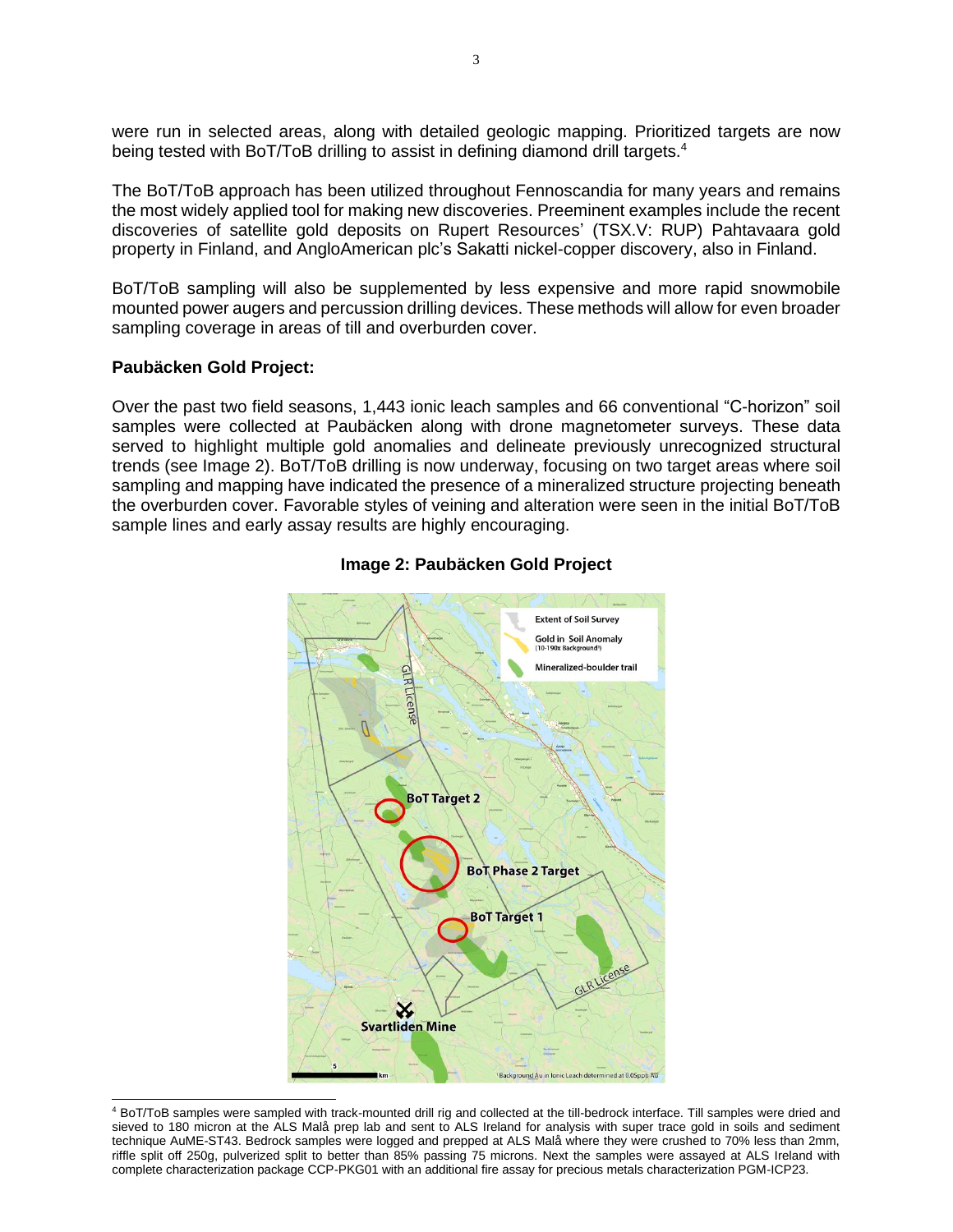were run in selected areas, along with detailed geologic mapping. Prioritized targets are now being tested with BoT/ToB drilling to assist in defining diamond drill targets.[4]

The BoT/ToB approach has been utilized throughout Fennoscandia for many years and remains the most widely applied tool for making new discoveries. Preeminent examples include the recent discoveries of satellite gold deposits on Rupert Resources' (TSX.V: RUP) Pahtavaara gold property in Finland, and AngloAmerican plc's Sakatti nickel-copper discovery, also in Finland.

BoT/ToB sampling will also be supplemented by less expensive and more rapid snowmobile mounted power augers and percussion drilling devices. These methods will allow for even broader sampling coverage in areas of till and overburden cover.

**Paubäcken Gold Project:**

Over the past two field seasons, 1,443 ionic leach samples and 66 conventional "C-horizon" soil samples were collected at Paubäcken along with drone magnetometer surveys. These data served to highlight multiple gold anomalies and delineate previously unrecognized structural trends (see Image 2). BoT/ToB drilling is now underway, focusing on two target areas where soil sampling and mapping have indicated the presence of a mineralized structure projecting beneath the overburden cover. Favorable styles of veining and alteration were seen in the initial BoT/ToB sample lines and early assay results are highly encouraging.

**Image 2: Paubäcken Gold Project**

[4] BoT/ToB samples were sampled with track-mounted drill rig and collected at the till-bedrock interface. Till samples were dried and sieved to 180 micron at the ALS Malå prep lab and sent to ALS Ireland for analysis with super trace gold in soils and sediment technique AuME-ST43. Bedrock samples were logged and prepped at ALS Malå where they were crushed to 70% less than 2mm, riffle split off 250g, pulverized split to better than 85% passing 75 microns. Next the samples were assayed at ALS Ireland with complete characterization package CCP-PKG01 with an additional fire assay for precious metals characterization PGM-ICP23.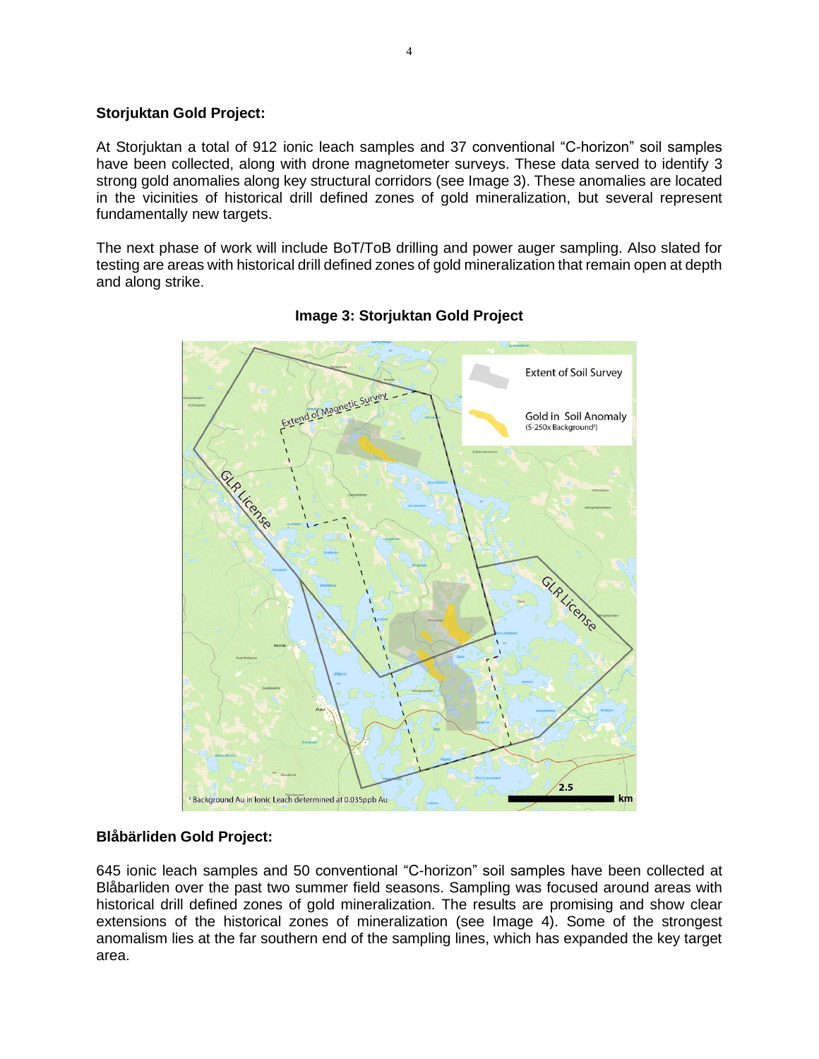**Storjuktan Gold Project:**

At Storjuktan a total of 912 ionic leach samples and 37 conventional "C-horizon" soil samples have been collected, along with drone magnetometer surveys. These data served to identify 3 strong gold anomalies along key structural corridors (see Image 3). These anomalies are located in the vicinities of historical drill defined zones of gold mineralization, but several represent fundamentally new targets.

The next phase of work will include BoT/ToB drilling and power auger sampling. Also slated for testing are areas with historical drill defined zones of gold mineralization that remain open at depth and along strike.

**Image 3: Storjuktan Gold Project**

**Blåbärliden Gold Project:**

645 ionic leach samples and 50 conventional "C-horizon" soil samples have been collected at Blåbarliden over the past two summer field seasons. Sampling was focused around areas with historical drill defined zones of gold mineralization. The results are promising and show clear extensions of the historical zones of mineralization (see Image 4). Some of the strongest anomalism lies at the far southern end of the sampling lines, which has expanded the key target area.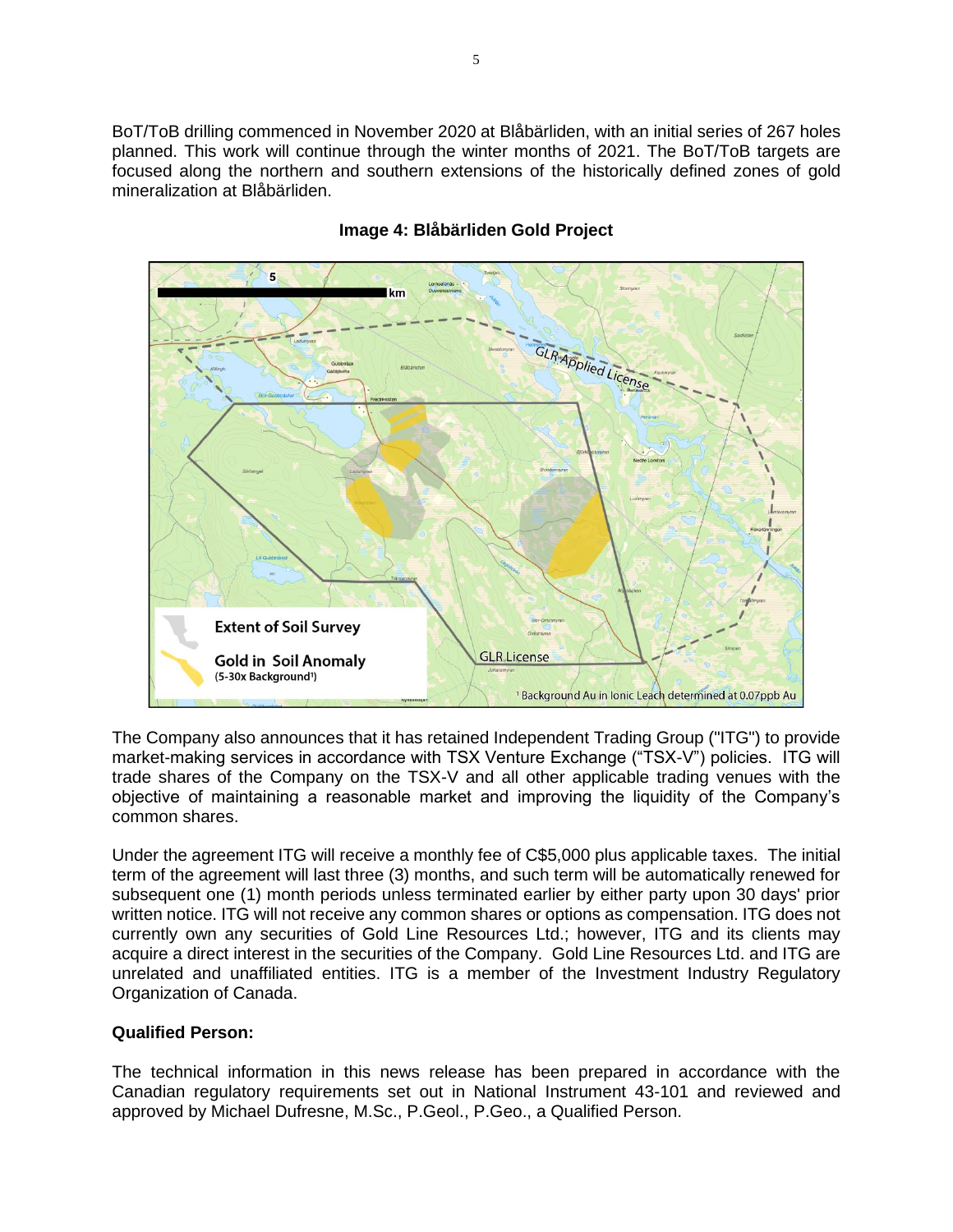BoT/ToB drilling commenced in November 2020 at Blåbärliden, with an initial series of 267 holes planned. This work will continue through the winter months of 2021. The BoT/ToB targets are focused along the northern and southern extensions of the historically defined zones of gold mineralization at Blåbärliden.

**Image 4: Blåbärliden Gold Project**

The Company also announces that it has retained Independent Trading Group ("ITG") to provide market-making services in accordance with TSX Venture Exchange ("TSX-V") policies. ITG will trade shares of the Company on the TSX-V and all other applicable trading venues with the objective of maintaining a reasonable market and improving the liquidity of the Company's common shares.

Under the agreement ITG will receive a monthly fee of C$5,000 plus applicable taxes. The initial term of the agreement will last three (3) months, and such term will be automatically renewed for subsequent one (1) month periods unless terminated earlier by either party upon 30 days' prior written notice. ITG will not receive any common shares or options as compensation. ITG does not currently own any securities of Gold Line Resources Ltd.; however, ITG and its clients may acquire a direct interest in the securities of the Company. Gold Line Resources Ltd. and ITG are unrelated and unaffiliated entities. ITG is a member of the Investment Industry Regulatory Organization of Canada.

**Qualified Person:**

The technical information in this news release has been prepared in accordance with the Canadian regulatory requirements set out in National Instrument 43-101 and reviewed and approved by Michael Dufresne, M.Sc., P.Geol., P.Geo., a Qualified Person.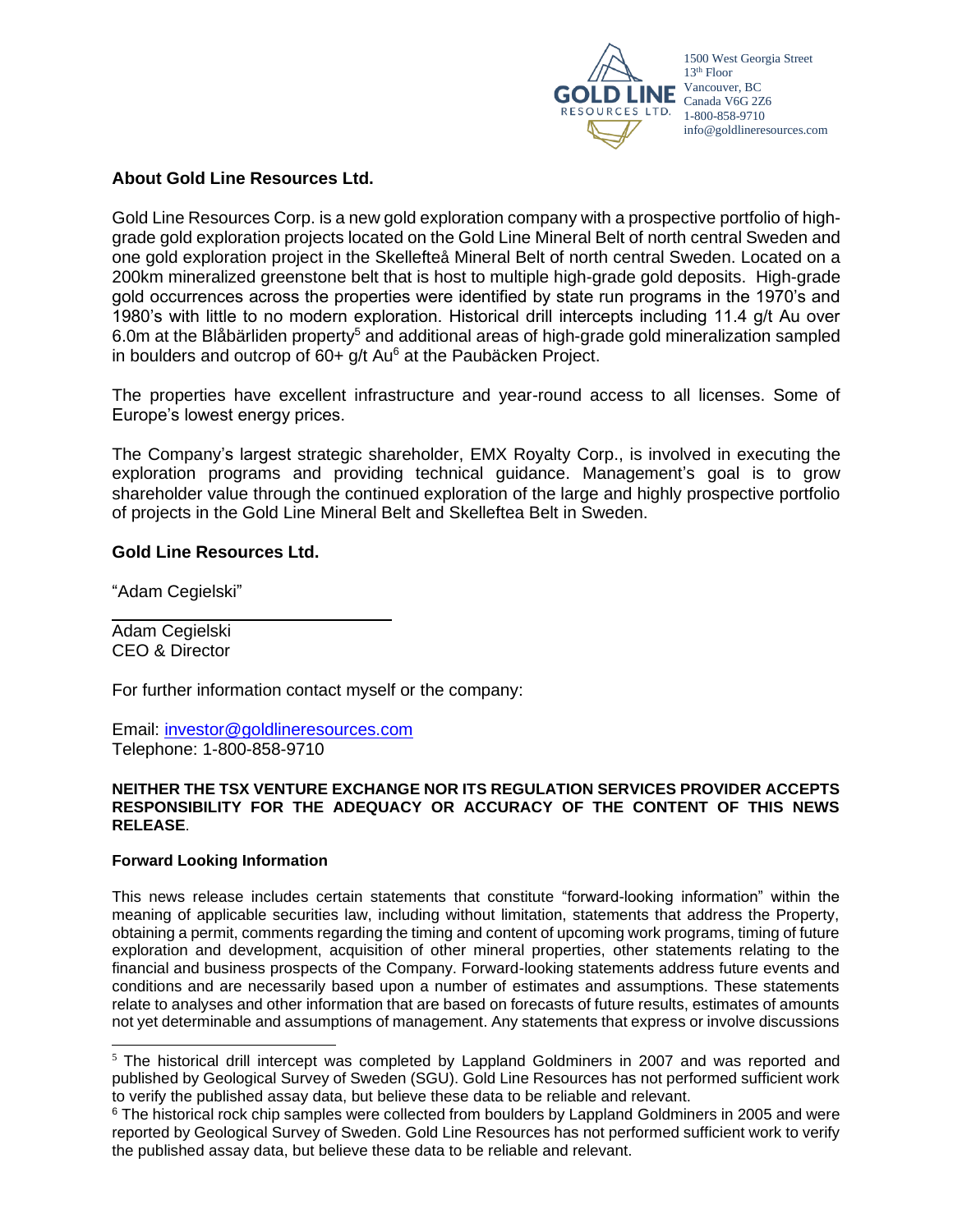1500 West Georgia Street
13th Floor
Vancouver, BC
Canada V6G 2Z6
1-800-858-9710
info@goldlineresources.com

## About Gold Line Resources Ltd.

Gold Line Resources Corp. is a new gold exploration company with a prospective portfolio of high-grade gold exploration projects located on the Gold Line Mineral Belt of north central Sweden and one gold exploration project in the Skellefteå Mineral Belt of north central Sweden. Located on a 200km mineralized greenstone belt that is host to multiple high-grade gold deposits. High-grade gold occurrences across the properties were identified by state run programs in the 1970's and 1980's with little to no modern exploration. Historical drill intercepts including 11.4 g/t Au over 6.0m at the Blåbärliden property[5] and additional areas of high-grade gold mineralization sampled in boulders and outcrop of 60+ g/t Au[6] at the Paubäcken Project.

The properties have excellent infrastructure and year-round access to all licenses. Some of Europe's lowest energy prices.

The Company's largest strategic shareholder, EMX Royalty Corp., is involved in executing the exploration programs and providing technical guidance. Management's goal is to grow shareholder value through the continued exploration of the large and highly prospective portfolio of projects in the Gold Line Mineral Belt and Skelleftea Belt in Sweden.

## Gold Line Resources Ltd.

"Adam Cegielski"

Adam Cegielski
CEO & Director

For further information contact myself or the company:

Email: investor@goldlineresources.com
Telephone: 1-800-858-9710

**NEITHER THE TSX VENTURE EXCHANGE NOR ITS REGULATION SERVICES PROVIDER ACCEPTS RESPONSIBILITY FOR THE ADEQUACY OR ACCURACY OF THE CONTENT OF THIS NEWS RELEASE**.

### Forward Looking Information

This news release includes certain statements that constitute "forward-looking information" within the meaning of applicable securities law, including without limitation, statements that address the Property, obtaining a permit, comments regarding the timing and content of upcoming work programs, timing of future exploration and development, acquisition of other mineral properties, other statements relating to the financial and business prospects of the Company. Forward-looking statements address future events and conditions and are necessarily based upon a number of estimates and assumptions. These statements relate to analyses and other information that are based on forecasts of future results, estimates of amounts not yet determinable and assumptions of management. Any statements that express or involve discussions

[5] The historical drill intercept was completed by Lappland Goldminers in 2007 and was reported and published by Geological Survey of Sweden (SGU). Gold Line Resources has not performed sufficient work to verify the published assay data, but believe these data to be reliable and relevant.

[6] The historical rock chip samples were collected from boulders by Lappland Goldminers in 2005 and were reported by Geological Survey of Sweden. Gold Line Resources has not performed sufficient work to verify the published assay data, but believe these data to be reliable and relevant.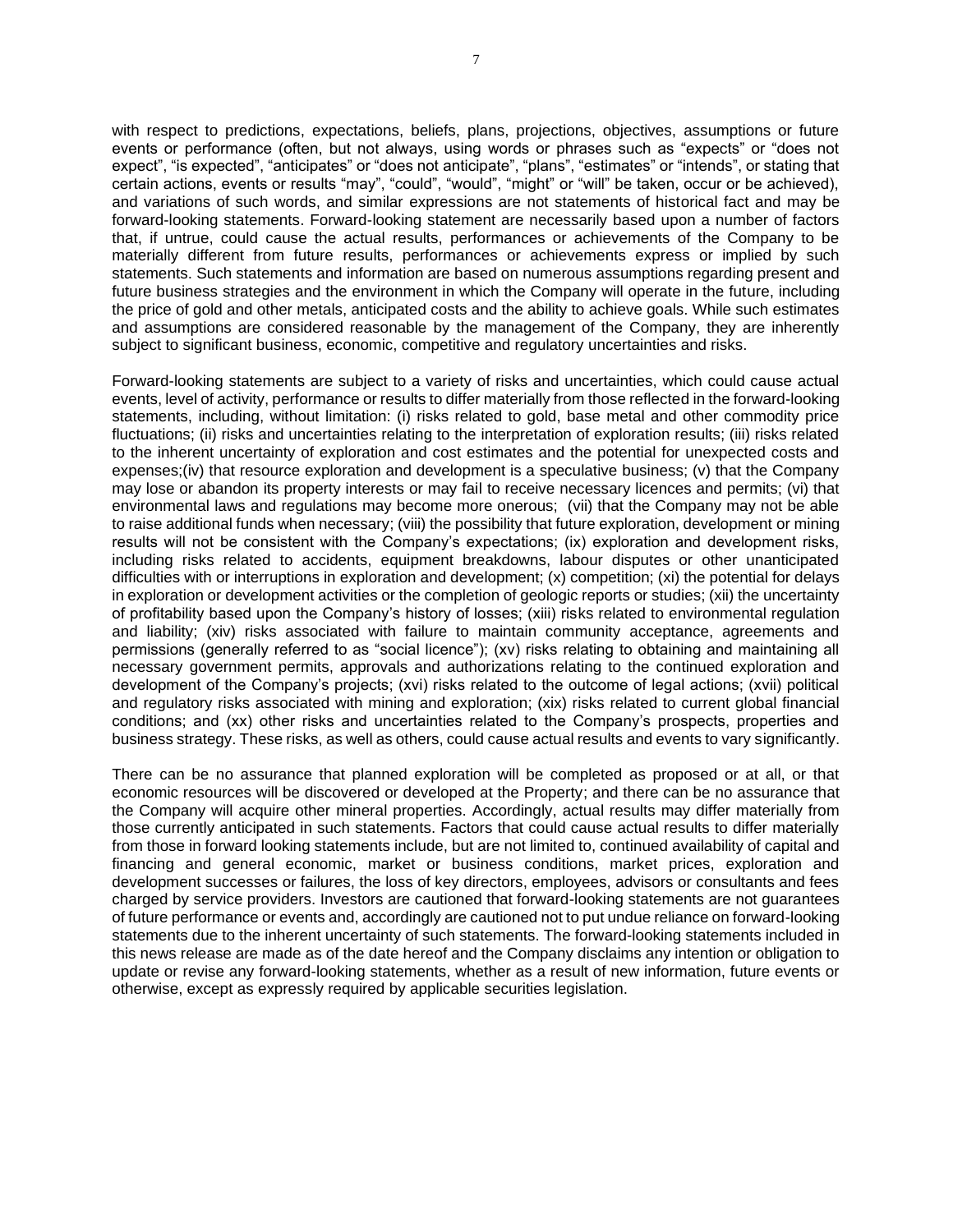with respect to predictions, expectations, beliefs, plans, projections, objectives, assumptions or future events or performance (often, but not always, using words or phrases such as “expects” or “does not expect”, “is expected”, “anticipates” or “does not anticipate”, “plans”, “estimates” or “intends”, or stating that certain actions, events or results “may”, “could”, “would”, “might” or “will” be taken, occur or be achieved), and variations of such words, and similar expressions are not statements of historical fact and may be forward-looking statements. Forward-looking statement are necessarily based upon a number of factors that, if untrue, could cause the actual results, performances or achievements of the Company to be materially different from future results, performances or achievements express or implied by such statements. Such statements and information are based on numerous assumptions regarding present and future business strategies and the environment in which the Company will operate in the future, including the price of gold and other metals, anticipated costs and the ability to achieve goals. While such estimates and assumptions are considered reasonable by the management of the Company, they are inherently subject to significant business, economic, competitive and regulatory uncertainties and risks.

Forward-looking statements are subject to a variety of risks and uncertainties, which could cause actual events, level of activity, performance or results to differ materially from those reflected in the forward-looking statements, including, without limitation: (i) risks related to gold, base metal and other commodity price fluctuations; (ii) risks and uncertainties relating to the interpretation of exploration results; (iii) risks related to the inherent uncertainty of exploration and cost estimates and the potential for unexpected costs and expenses;(iv) that resource exploration and development is a speculative business; (v) that the Company may lose or abandon its property interests or may fail to receive necessary licences and permits; (vi) that environmental laws and regulations may become more onerous; (vii) that the Company may not be able to raise additional funds when necessary; (viii) the possibility that future exploration, development or mining results will not be consistent with the Company’s expectations; (ix) exploration and development risks, including risks related to accidents, equipment breakdowns, labour disputes or other unanticipated difficulties with or interruptions in exploration and development; (x) competition; (xi) the potential for delays in exploration or development activities or the completion of geologic reports or studies; (xii) the uncertainty of profitability based upon the Company’s history of losses; (xiii) risks related to environmental regulation and liability; (xiv) risks associated with failure to maintain community acceptance, agreements and permissions (generally referred to as “social licence”); (xv) risks relating to obtaining and maintaining all necessary government permits, approvals and authorizations relating to the continued exploration and development of the Company’s projects; (xvi) risks related to the outcome of legal actions; (xvii) political and regulatory risks associated with mining and exploration; (xix) risks related to current global financial conditions; and (xx) other risks and uncertainties related to the Company’s prospects, properties and business strategy. These risks, as well as others, could cause actual results and events to vary significantly.

There can be no assurance that planned exploration will be completed as proposed or at all, or that economic resources will be discovered or developed at the Property; and there can be no assurance that the Company will acquire other mineral properties. Accordingly, actual results may differ materially from those currently anticipated in such statements. Factors that could cause actual results to differ materially from those in forward looking statements include, but are not limited to, continued availability of capital and financing and general economic, market or business conditions, market prices, exploration and development successes or failures, the loss of key directors, employees, advisors or consultants and fees charged by service providers. Investors are cautioned that forward-looking statements are not guarantees of future performance or events and, accordingly are cautioned not to put undue reliance on forward-looking statements due to the inherent uncertainty of such statements. The forward-looking statements included in this news release are made as of the date hereof and the Company disclaims any intention or obligation to update or revise any forward-looking statements, whether as a result of new information, future events or otherwise, except as expressly required by applicable securities legislation.